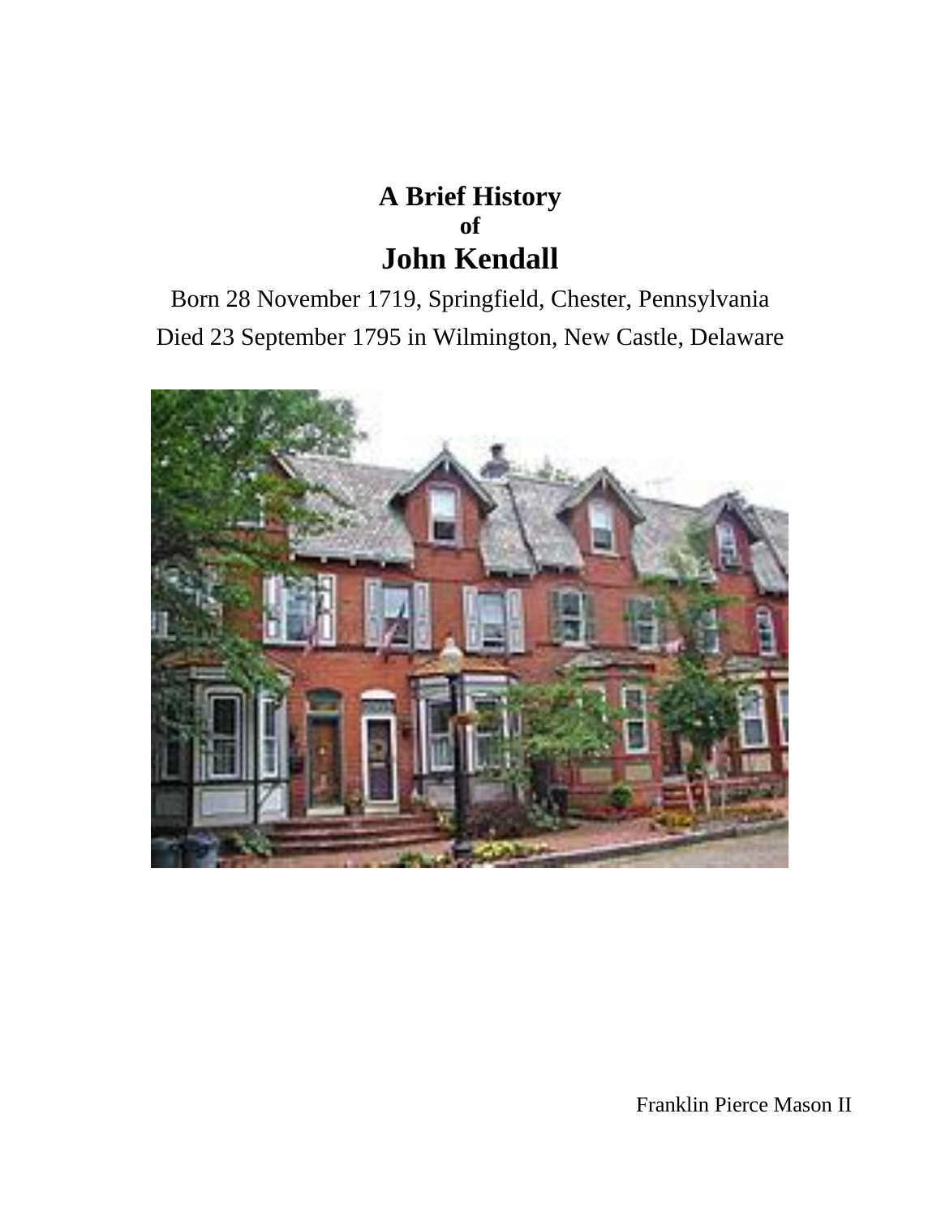# A Brief History
## of
# John Kendall

Born 28 November 1719, Springfield, Chester, Pennsylvania

Died 23 September 1795 in Wilmington, New Castle, Delaware

Franklin Pierce Mason II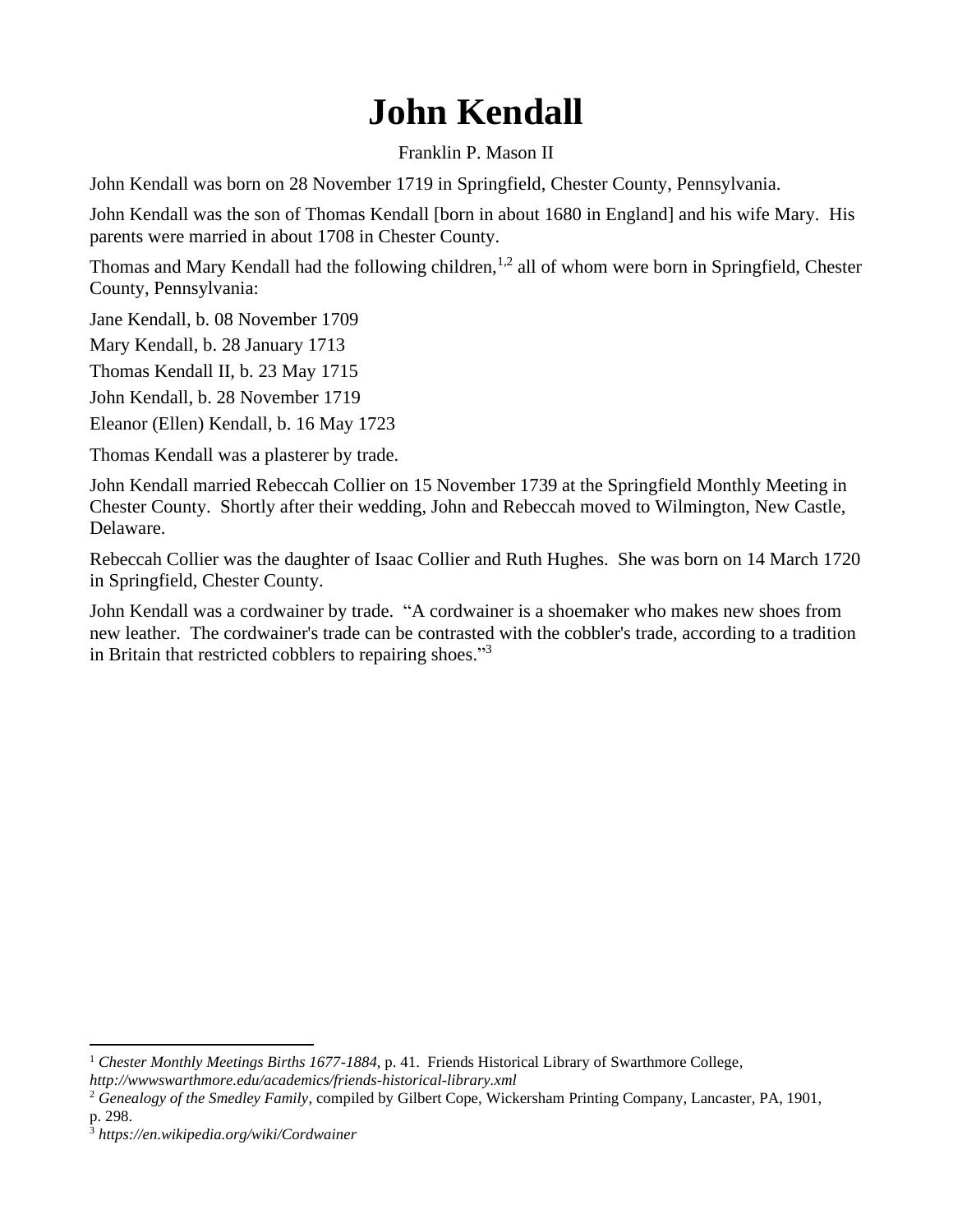# John Kendall

Franklin P. Mason II

John Kendall was born on 28 November 1719 in Springfield, Chester County, Pennsylvania.

John Kendall was the son of Thomas Kendall [born in about 1680 in England] and his wife Mary. His parents were married in about 1708 in Chester County.

Thomas and Mary Kendall had the following children,[1,2] all of whom were born in Springfield, Chester County, Pennsylvania:

Jane Kendall, b. 08 November 1709

Mary Kendall, b. 28 January 1713

Thomas Kendall II, b. 23 May 1715

John Kendall, b. 28 November 1719

Eleanor (Ellen) Kendall, b. 16 May 1723

Thomas Kendall was a plasterer by trade.

John Kendall married Rebeccah Collier on 15 November 1739 at the Springfield Monthly Meeting in Chester County. Shortly after their wedding, John and Rebeccah moved to Wilmington, New Castle, Delaware.

Rebeccah Collier was the daughter of Isaac Collier and Ruth Hughes. She was born on 14 March 1720 in Springfield, Chester County.

John Kendall was a cordwainer by trade. "A cordwainer is a shoemaker who makes new shoes from new leather. The cordwainer's trade can be contrasted with the cobbler's trade, according to a tradition in Britain that restricted cobblers to repairing shoes."[3]

---

[1] *Chester Monthly Meetings Births 1677-1884*, p. 41. Friends Historical Library of Swarthmore College, *http://wwwswarthmore.edu/academics/friends-historical-library.xml*

[2] *Genealogy of the Smedley Family*, compiled by Gilbert Cope, Wickersham Printing Company, Lancaster, PA, 1901, p. 298.

[3] *https://en.wikipedia.org/wiki/Cordwainer*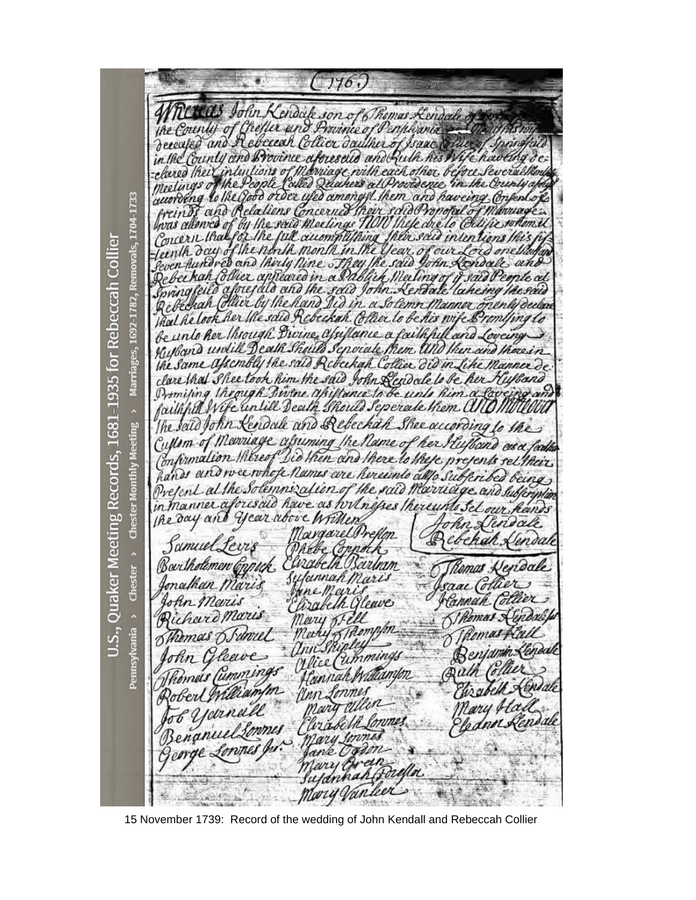U.S., Quaker Meeting Records, 1681-1935 for Rebeccah Collier

Pennsylvania › Chester › Chester Monthly Meeting › Marriages, 1692-1782, Removals, 1704-1733

(176)

Whereas John Kendale son of Thomas Kendale of ... the County of Chester and Province of Pensilvania ... deceased and Rebeccah Collier dauther of Isaac Collier of Springfeild in the County and Province aforesaid and Ruth his Wife having declared their intentions of Marriage with each other before Several Monthly Meetings of the People Called Quakers at Providence in the County aforesaid according to the Good order used amongst them and having Consent of freinds and Relations Concerned their said Proposal of Marriage was allowed of by the said Meetings Now these are to Certifie whom it may Concern that for the full accomplishing their said intentions this fifteenth day of the ninth month in the Year of our Lord one thousand Seven hundred and thirty nine They the said John Kendale and Rebeckah Collier appeared in a Publick Meeting of ye said People at Springfeild aforesaid and the said John Kendale takeing the said Rebeckah Collier by the hand Did in a Solemn Manner openly declare that he took her the said Rebeckah Collier to be his wife Promising to be unto her through Divine assistance a faithfull and Loveing Husband untill Death Should Seperate them And then and there in the Same assembly the said Rebeckah Collier did in Like Manner declare that Shee took him the said John Kendale to be her Husband Promising through Divine assistance to be unto him a Loveing and faithfull Wife untill Death Should Seperate them And Moreover The said John Kendale and Rebeckah Shee according to the Custom of Marriage assuming the Name of her Husband as a further Confirmation thereof Did then and there to these presents set their hands and wee whose Names are hereunto also Subscribed being Present at the Solemnization of the said Marriage and Subscription in manner aforesaid have as witnesses thereunto Set our hands the day and Year above Written

John Kendale
Rebekah Kendale

Samuel Levis
Barthalomew Coppock
Jonathan Maris
John Maris
Richard Maris
Thomas Fawsel
John Gleave
Thomas Cummings
Robert Williamson
Job Yarnall
Benanuel Lownes
George Lownes Jur.

Margaret Preston
Phebe Coppock
Elizabeth Barlam
Susannah Maris
Jane Maris
Elizabeth Gleave
Mary Fell
Mary Thompson
Ann Shipley
Alice Cummings
Hannah Williamson
Ann Lownes
Mary Allin
Elizabeth Lownes
Mary Lownes
Jane Ogden
Mary Owen
Susannah Preston
Mary Vanleer

Thomas Kendale
Isaac Collier
Hannah Collier
Thomas Kendale Jur
Thomas Hall
Benjamin Kendale
Ruth Collier
Elizabeth Kendale
Mary Hall
Eleanor Kendale

15 November 1739: Record of the wedding of John Kendall and Rebeccah Collier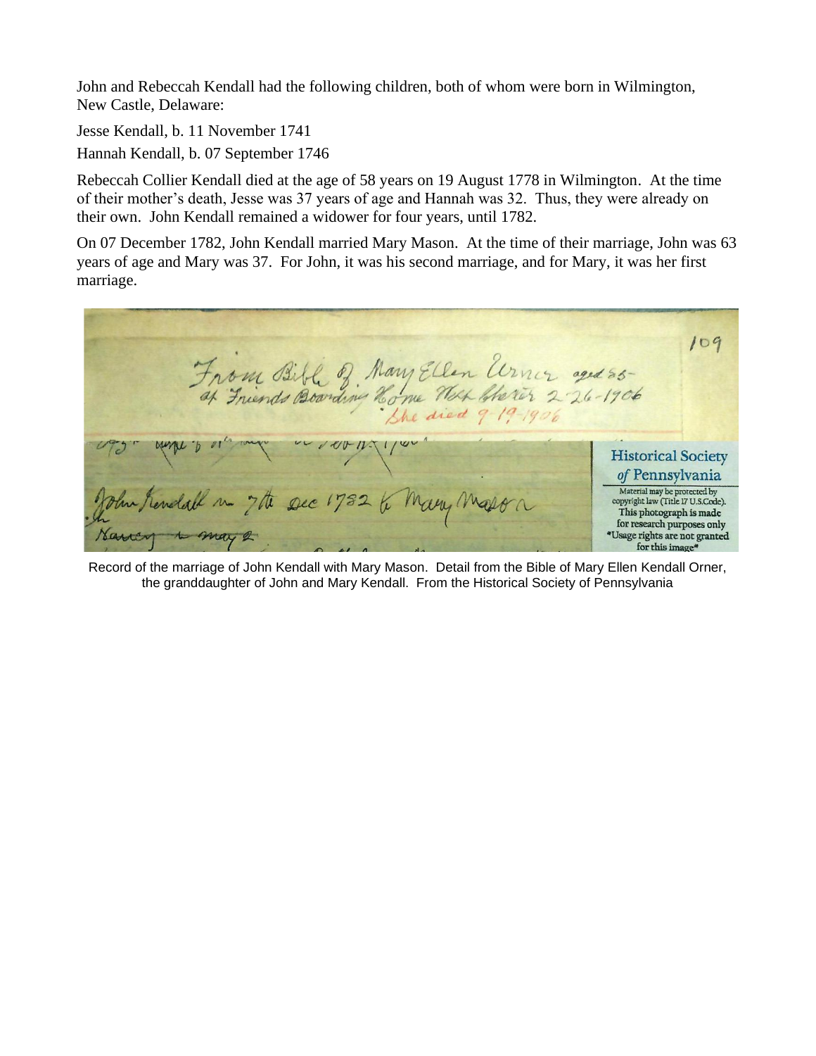John and Rebeccah Kendall had the following children, both of whom were born in Wilmington, New Castle, Delaware:

Jesse Kendall, b. 11 November 1741

Hannah Kendall, b. 07 September 1746

Rebeccah Collier Kendall died at the age of 58 years on 19 August 1778 in Wilmington. At the time of their mother's death, Jesse was 37 years of age and Hannah was 32. Thus, they were already on their own. John Kendall remained a widower for four years, until 1782.

On 07 December 1782, John Kendall married Mary Mason. At the time of their marriage, John was 63 years of age and Mary was 37. For John, it was his second marriage, and for Mary, it was her first marriage.

Record of the marriage of John Kendall with Mary Mason. Detail from the Bible of Mary Ellen Kendall Orner, the granddaughter of John and Mary Kendall. From the Historical Society of Pennsylvania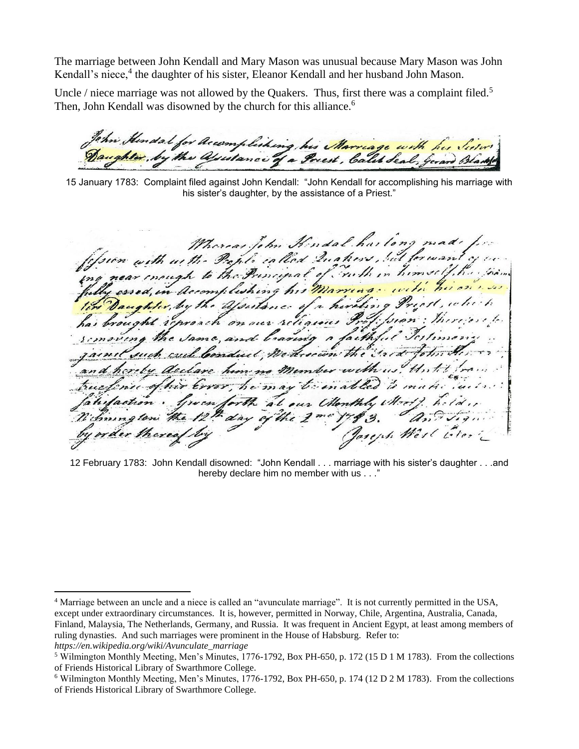The marriage between John Kendall and Mary Mason was unusual because Mary Mason was John Kendall's niece,[4] the daughter of his sister, Eleanor Kendall and her husband John Mason.

Uncle / niece marriage was not allowed by the Quakers. Thus, first there was a complaint filed.[5] Then, John Kendall was disowned by the church for this alliance.[6]

15 January 1783: Complaint filed against John Kendall: "John Kendall for accomplishing his marriage with his sister's daughter, by the assistance of a Priest."

12 February 1783: John Kendall disowned: "John Kendall . . . marriage with his sister's daughter . . .and hereby declare him no member with us . . ."

---

[4] Marriage between an uncle and a niece is called an "avunculate marriage". It is not currently permitted in the USA, except under extraordinary circumstances. It is, however, permitted in Norway, Chile, Argentina, Australia, Canada, Finland, Malaysia, The Netherlands, Germany, and Russia. It was frequent in Ancient Egypt, at least among members of ruling dynasties. And such marriages were prominent in the House of Habsburg. Refer to: *https://en.wikipedia.org/wiki/Avunculate_marriage*

[5] Wilmington Monthly Meeting, Men's Minutes, 1776-1792, Box PH-650, p. 172 (15 D 1 M 1783). From the collections of Friends Historical Library of Swarthmore College.

[6] Wilmington Monthly Meeting, Men's Minutes, 1776-1792, Box PH-650, p. 174 (12 D 2 M 1783). From the collections of Friends Historical Library of Swarthmore College.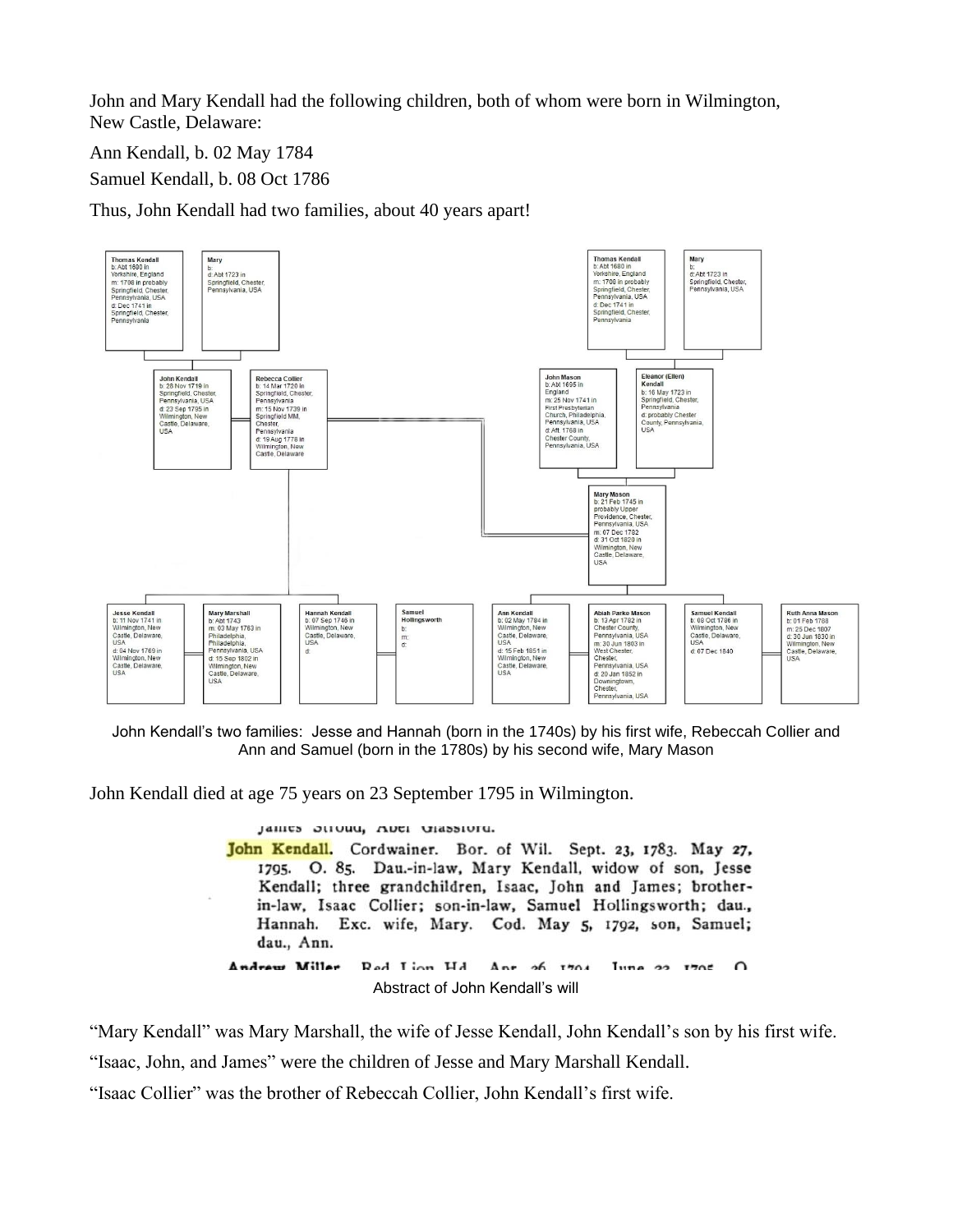John and Mary Kendall had the following children, both of whom were born in Wilmington, New Castle, Delaware:

Ann Kendall, b. 02 May 1784

Samuel Kendall, b. 08 Oct 1786

Thus, John Kendall had two families, about 40 years apart!

Thomas Kendall
b: Abt 1680 in Yorkshire, England
m: 1708 in probably Springfield, Chester, Pennsylvania, USA
d: Dec 1741 in Springfield, Chester, Pennsylvania

Mary
b:
d: Abt 1723 in Springfield, Chester, Pennsylvania, USA

Thomas Kendall
b: Abt 1680 in Yorkshire, England
m: 1708 in probably Springfield, Chester, Pennsylvania, USA
d: Dec 1741 in Springfield, Chester, Pennsylvania

Mary
b:
d: Abt 1723 in Springfield, Chester, Pennsylvania, USA

John Kendall
b: 26 Nov 1719 in Springfield, Chester, Pennsylvania, USA
d: 23 Sep 1795 in Wilmington, New Castle, Delaware, USA

Rebecca Collier
b: 14 Mar 1720 in Springfield, Chester, Pennsylvania
m: 15 Nov 1739 in Springfield MM, Chester, Pennsylvania
d: 19 Aug 1778 in Wilmington, New Castle, Delaware

John Mason
b: Abt 1695 in England
m: 25 Nov 1741 in First Presbyterian Church, Philadelphia, Pennsylvania, USA
d: Aft. 1768 in Chester County, Pennsylvania, USA

Eleanor (Ellen) Kendall
b: 16 May 1723 in Springfield, Chester, Pennsylvania
d: probably Chester County, Pennsylvania, USA

Mary Mason
b: 21 Feb 1745 in probably Upper Providence, Chester, Pennsylvania, USA
m: 07 Dec 1782
d: 31 Oct 1829 in Wilmington, New Castle, Delaware, USA

Jesse Kendall
b: 11 Nov 1741 in Wilmington, New Castle, Delaware, USA
d: 04 Nov 1769 in Wilmington, New Castle, Delaware, USA

Mary Marshall
b: Abt 1743
m: 03 May 1763 in Philadelphia, Philadelphia, Pennsylvania, USA
d: 15 Sep 1802 in Wilmington, New Castle, Delaware, USA

Hannah Kendall
b: 07 Sep 1746 in Wilmington, New Castle, Delaware, USA
d:

Samuel Hollingsworth
b:
m:
d:

Ann Kendall
b: 02 May 1784 in Wilmington, New Castle, Delaware, USA
d: 15 Feb 1851 in Wilmington, New Castle, Delaware, USA

Abiah Parke Mason
b: 13 Apr 1782 in Chester County, Pennsylvania, USA
m: 30 Jun 1803 in West Chester, Chester, Pennsylvania, USA
d: 20 Jan 1852 in Downingtown, Chester, Pennsylvania, USA

Samuel Kendall
b: 08 Oct 1786 in Wilmington, New Castle, Delaware, USA
d: 07 Dec 1840

Ruth Anna Mason
b: 01 Feb 1788
m: 25 Dec 1807
d: 30 Jun 1830 in Wilmington, New Castle, Delaware, USA

John Kendall's two families: Jesse and Hannah (born in the 1740s) by his first wife, Rebeccah Collier and Ann and Samuel (born in the 1780s) by his second wife, Mary Mason

John Kendall died at age 75 years on 23 September 1795 in Wilmington.

James Stroud, Abel Glassford.

**John Kendall.** Cordwainer. Bor. of Wil. Sept. 23, 1783. May 27, 1795. O. 85. Dau.-in-law, Mary Kendall, widow of son, Jesse Kendall; three grandchildren, Isaac, John and James; brother-in-law, Isaac Collier; son-in-law, Samuel Hollingsworth; dau., Hannah. Exc. wife, Mary. Cod. May 5, 1792, son, Samuel; dau., Ann.

Andrew Miller. Red Lion Hd. Apr. 26, 1794. June 23, 1795. O.

Abstract of John Kendall's will

"Mary Kendall" was Mary Marshall, the wife of Jesse Kendall, John Kendall's son by his first wife.

"Isaac, John, and James" were the children of Jesse and Mary Marshall Kendall.

"Isaac Collier" was the brother of Rebeccah Collier, John Kendall's first wife.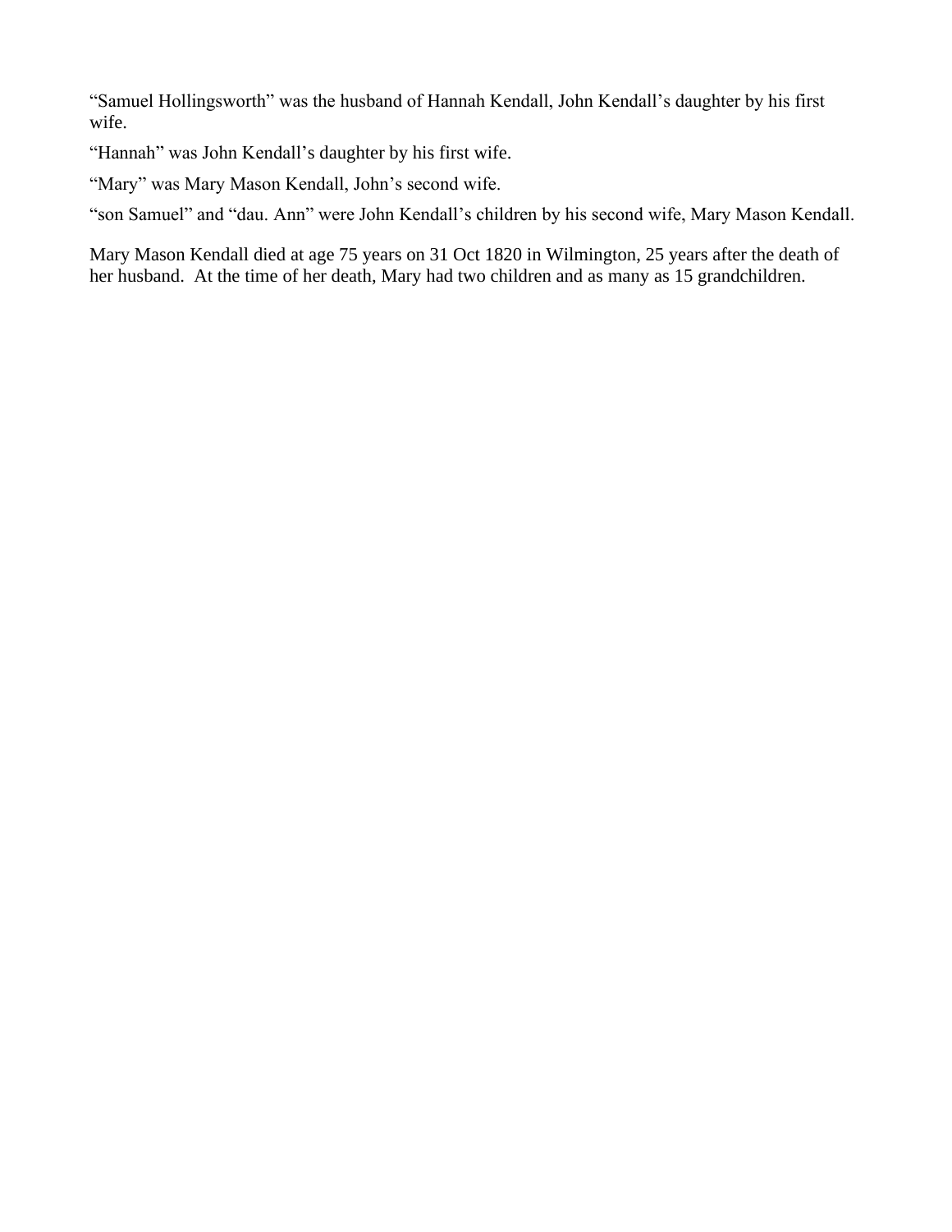"Samuel Hollingsworth" was the husband of Hannah Kendall, John Kendall's daughter by his first wife.

"Hannah" was John Kendall's daughter by his first wife.

"Mary" was Mary Mason Kendall, John's second wife.

"son Samuel" and "dau. Ann" were John Kendall's children by his second wife, Mary Mason Kendall.

Mary Mason Kendall died at age 75 years on 31 Oct 1820 in Wilmington, 25 years after the death of her husband. At the time of her death, Mary had two children and as many as 15 grandchildren.